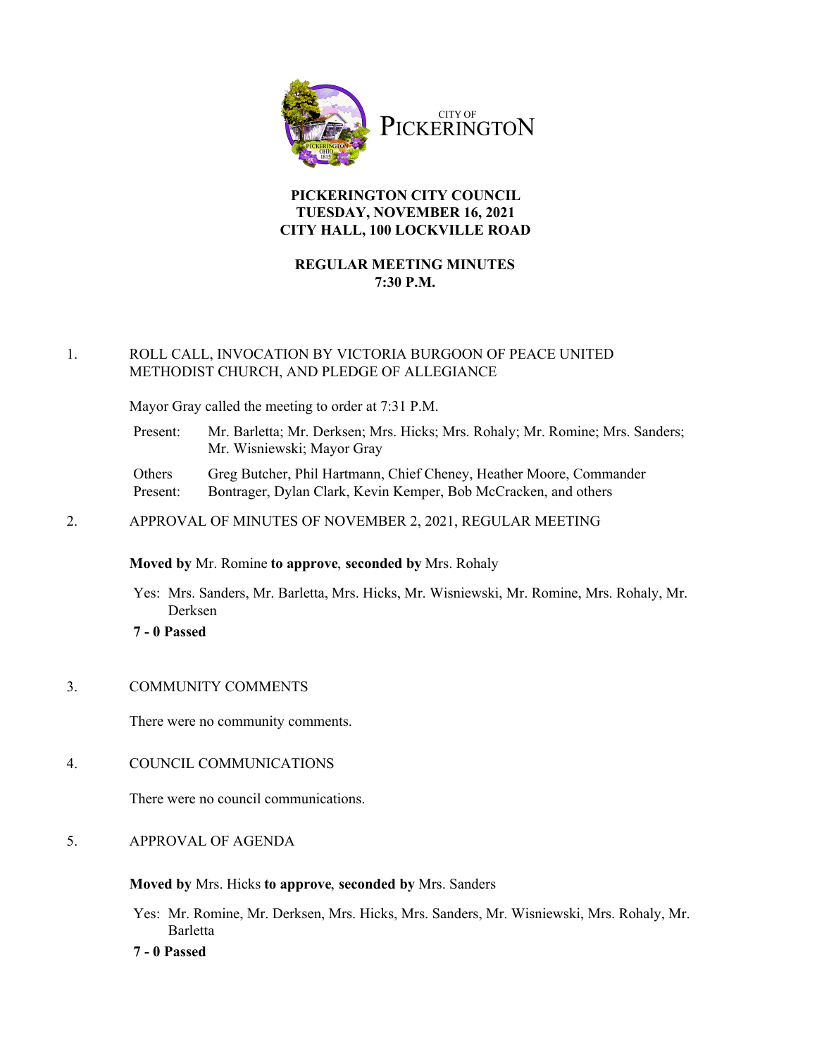CITY OF
PICKERINGTON

# PICKERINGTON CITY COUNCIL
## TUESDAY, NOVEMBER 16, 2021
## CITY HALL, 100 LOCKVILLE ROAD

## REGULAR MEETING MINUTES
## 7:30 P.M.

1. ROLL CALL, INVOCATION BY VICTORIA BURGOON OF PEACE UNITED METHODIST CHURCH, AND PLEDGE OF ALLEGIANCE

   Mayor Gray called the meeting to order at 7:31 P.M.

   Present: Mr. Barletta; Mr. Derksen; Mrs. Hicks; Mrs. Rohaly; Mr. Romine; Mrs. Sanders; Mr. Wisniewski; Mayor Gray

   Others Present: Greg Butcher, Phil Hartmann, Chief Cheney, Heather Moore, Commander Bontrager, Dylan Clark, Kevin Kemper, Bob McCracken, and others

2. APPROVAL OF MINUTES OF NOVEMBER 2, 2021, REGULAR MEETING

   **Moved by** Mr. Romine **to approve**, **seconded by** Mrs. Rohaly

   Yes: Mrs. Sanders, Mr. Barletta, Mrs. Hicks, Mr. Wisniewski, Mr. Romine, Mrs. Rohaly, Mr. Derksen

   **7 - 0 Passed**

3. COMMUNITY COMMENTS

   There were no community comments.

4. COUNCIL COMMUNICATIONS

   There were no council communications.

5. APPROVAL OF AGENDA

   **Moved by** Mrs. Hicks **to approve**, **seconded by** Mrs. Sanders

   Yes: Mr. Romine, Mr. Derksen, Mrs. Hicks, Mrs. Sanders, Mr. Wisniewski, Mrs. Rohaly, Mr. Barletta

   **7 - 0 Passed**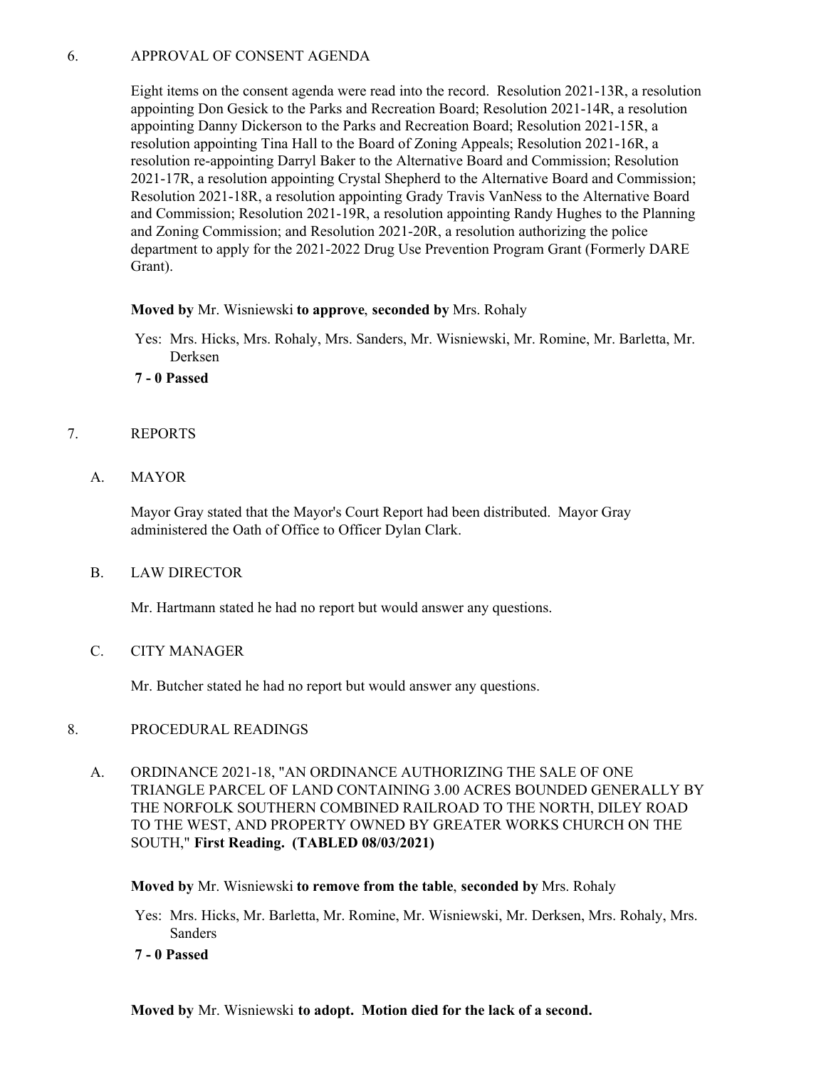## 6. APPROVAL OF CONSENT AGENDA

Eight items on the consent agenda were read into the record. Resolution 2021-13R, a resolution appointing Don Gesick to the Parks and Recreation Board; Resolution 2021-14R, a resolution appointing Danny Dickerson to the Parks and Recreation Board; Resolution 2021-15R, a resolution appointing Tina Hall to the Board of Zoning Appeals; Resolution 2021-16R, a resolution re-appointing Darryl Baker to the Alternative Board and Commission; Resolution 2021-17R, a resolution appointing Crystal Shepherd to the Alternative Board and Commission; Resolution 2021-18R, a resolution appointing Grady Travis VanNess to the Alternative Board and Commission; Resolution 2021-19R, a resolution appointing Randy Hughes to the Planning and Zoning Commission; and Resolution 2021-20R, a resolution authorizing the police department to apply for the 2021-2022 Drug Use Prevention Program Grant (Formerly DARE Grant).

**Moved by** Mr. Wisniewski **to approve**, **seconded by** Mrs. Rohaly

Yes: Mrs. Hicks, Mrs. Rohaly, Mrs. Sanders, Mr. Wisniewski, Mr. Romine, Mr. Barletta, Mr. Derksen

**7 - 0 Passed**

## 7. REPORTS

### A. MAYOR

Mayor Gray stated that the Mayor's Court Report had been distributed. Mayor Gray administered the Oath of Office to Officer Dylan Clark.

### B. LAW DIRECTOR

Mr. Hartmann stated he had no report but would answer any questions.

### C. CITY MANAGER

Mr. Butcher stated he had no report but would answer any questions.

## 8. PROCEDURAL READINGS

### A. ORDINANCE 2021-18, "AN ORDINANCE AUTHORIZING THE SALE OF ONE TRIANGLE PARCEL OF LAND CONTAINING 3.00 ACRES BOUNDED GENERALLY BY THE NORFOLK SOUTHERN COMBINED RAILROAD TO THE NORTH, DILEY ROAD TO THE WEST, AND PROPERTY OWNED BY GREATER WORKS CHURCH ON THE SOUTH," **First Reading. (TABLED 08/03/2021)**

**Moved by** Mr. Wisniewski **to remove from the table**, **seconded by** Mrs. Rohaly

Yes: Mrs. Hicks, Mr. Barletta, Mr. Romine, Mr. Wisniewski, Mr. Derksen, Mrs. Rohaly, Mrs. Sanders

**7 - 0 Passed**

**Moved by** Mr. Wisniewski **to adopt. Motion died for the lack of a second.**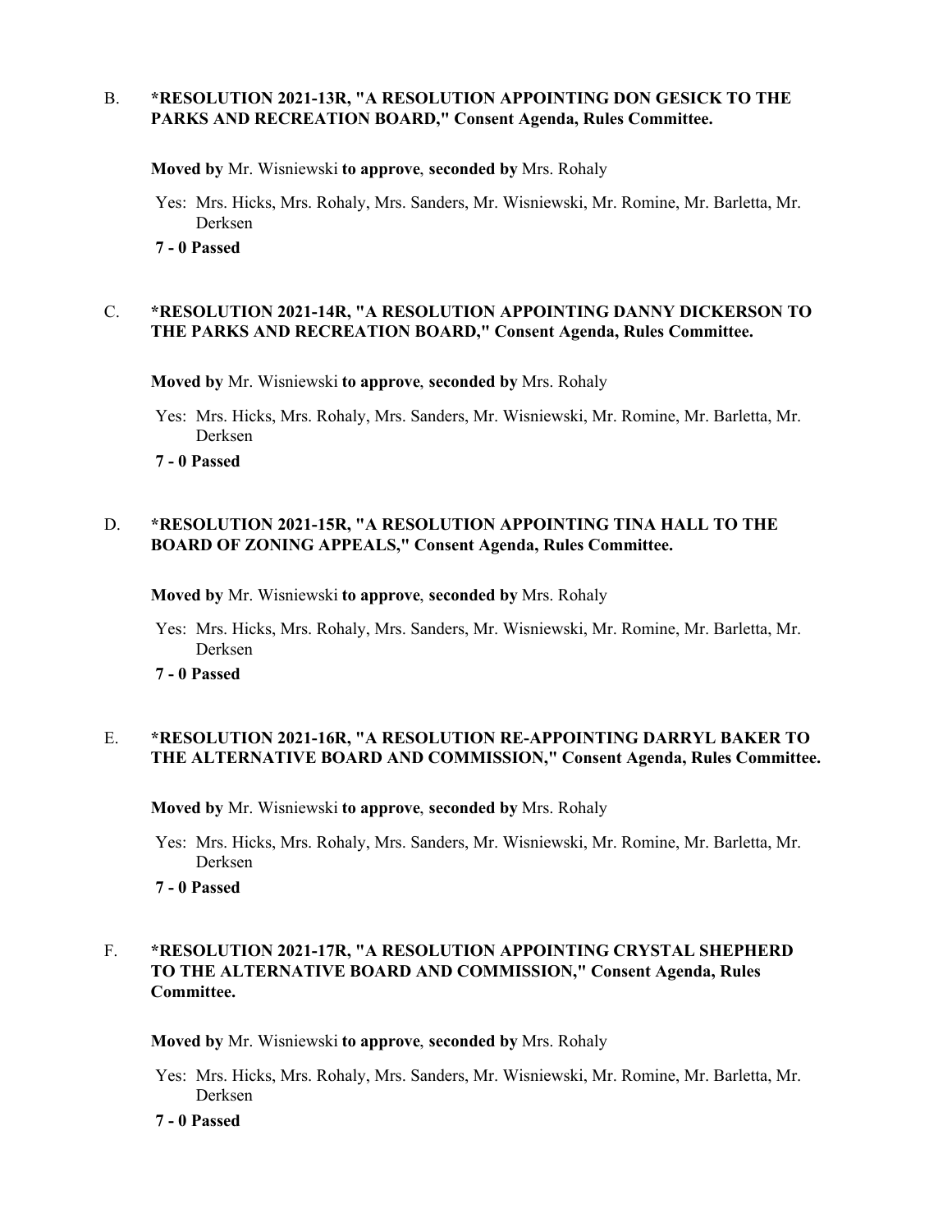B. **\*RESOLUTION 2021-13R, "A RESOLUTION APPOINTING DON GESICK TO THE PARKS AND RECREATION BOARD," Consent Agenda, Rules Committee.**

**Moved by** Mr. Wisniewski **to approve**, **seconded by** Mrs. Rohaly

Yes: Mrs. Hicks, Mrs. Rohaly, Mrs. Sanders, Mr. Wisniewski, Mr. Romine, Mr. Barletta, Mr. Derksen

**7 - 0 Passed**

C. **\*RESOLUTION 2021-14R, "A RESOLUTION APPOINTING DANNY DICKERSON TO THE PARKS AND RECREATION BOARD," Consent Agenda, Rules Committee.**

**Moved by** Mr. Wisniewski **to approve**, **seconded by** Mrs. Rohaly

Yes: Mrs. Hicks, Mrs. Rohaly, Mrs. Sanders, Mr. Wisniewski, Mr. Romine, Mr. Barletta, Mr. Derksen

**7 - 0 Passed**

D. **\*RESOLUTION 2021-15R, "A RESOLUTION APPOINTING TINA HALL TO THE BOARD OF ZONING APPEALS," Consent Agenda, Rules Committee.**

**Moved by** Mr. Wisniewski **to approve**, **seconded by** Mrs. Rohaly

Yes: Mrs. Hicks, Mrs. Rohaly, Mrs. Sanders, Mr. Wisniewski, Mr. Romine, Mr. Barletta, Mr. Derksen

**7 - 0 Passed**

E. **\*RESOLUTION 2021-16R, "A RESOLUTION RE-APPOINTING DARRYL BAKER TO THE ALTERNATIVE BOARD AND COMMISSION," Consent Agenda, Rules Committee.**

**Moved by** Mr. Wisniewski **to approve**, **seconded by** Mrs. Rohaly

Yes: Mrs. Hicks, Mrs. Rohaly, Mrs. Sanders, Mr. Wisniewski, Mr. Romine, Mr. Barletta, Mr. Derksen

**7 - 0 Passed**

F. **\*RESOLUTION 2021-17R, "A RESOLUTION APPOINTING CRYSTAL SHEPHERD TO THE ALTERNATIVE BOARD AND COMMISSION," Consent Agenda, Rules Committee.**

**Moved by** Mr. Wisniewski **to approve**, **seconded by** Mrs. Rohaly

Yes: Mrs. Hicks, Mrs. Rohaly, Mrs. Sanders, Mr. Wisniewski, Mr. Romine, Mr. Barletta, Mr. Derksen

**7 - 0 Passed**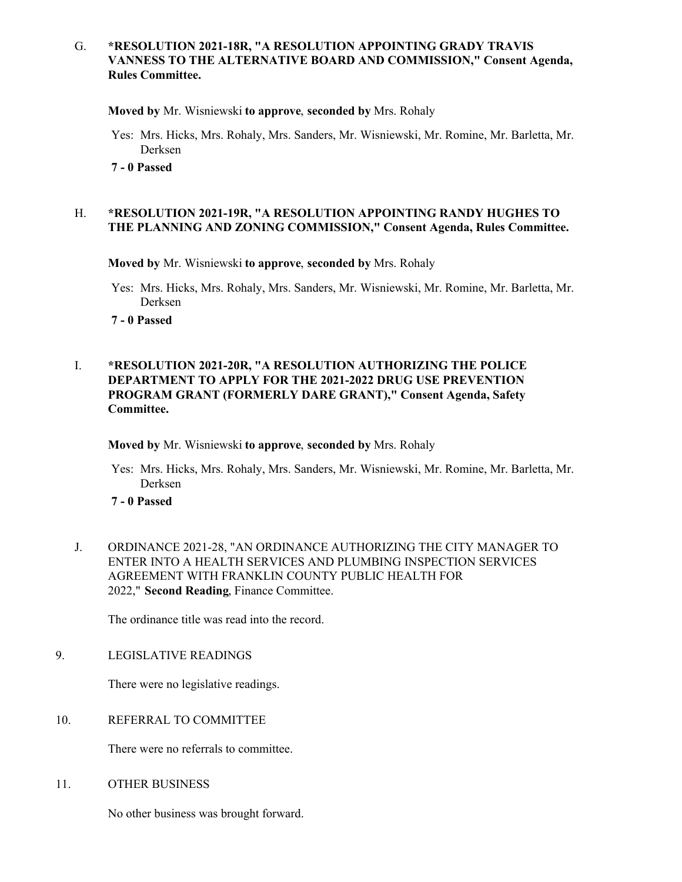G. **\*RESOLUTION 2021-18R, "A RESOLUTION APPOINTING GRADY TRAVIS VANNESS TO THE ALTERNATIVE BOARD AND COMMISSION," Consent Agenda, Rules Committee.**

**Moved by** Mr. Wisniewski **to approve**, **seconded by** Mrs. Rohaly

Yes: Mrs. Hicks, Mrs. Rohaly, Mrs. Sanders, Mr. Wisniewski, Mr. Romine, Mr. Barletta, Mr. Derksen

**7 - 0 Passed**

H. **\*RESOLUTION 2021-19R, "A RESOLUTION APPOINTING RANDY HUGHES TO THE PLANNING AND ZONING COMMISSION," Consent Agenda, Rules Committee.**

**Moved by** Mr. Wisniewski **to approve**, **seconded by** Mrs. Rohaly

Yes: Mrs. Hicks, Mrs. Rohaly, Mrs. Sanders, Mr. Wisniewski, Mr. Romine, Mr. Barletta, Mr. Derksen

**7 - 0 Passed**

I. **\*RESOLUTION 2021-20R, "A RESOLUTION AUTHORIZING THE POLICE DEPARTMENT TO APPLY FOR THE 2021-2022 DRUG USE PREVENTION PROGRAM GRANT (FORMERLY DARE GRANT)," Consent Agenda, Safety Committee.**

**Moved by** Mr. Wisniewski **to approve**, **seconded by** Mrs. Rohaly

Yes: Mrs. Hicks, Mrs. Rohaly, Mrs. Sanders, Mr. Wisniewski, Mr. Romine, Mr. Barletta, Mr. Derksen

**7 - 0 Passed**

J. ORDINANCE 2021-28, "AN ORDINANCE AUTHORIZING THE CITY MANAGER TO ENTER INTO A HEALTH SERVICES AND PLUMBING INSPECTION SERVICES AGREEMENT WITH FRANKLIN COUNTY PUBLIC HEALTH FOR 2022," **Second Reading**, Finance Committee.

The ordinance title was read into the record.

9. LEGISLATIVE READINGS

There were no legislative readings.

10. REFERRAL TO COMMITTEE

There were no referrals to committee.

11. OTHER BUSINESS

No other business was brought forward.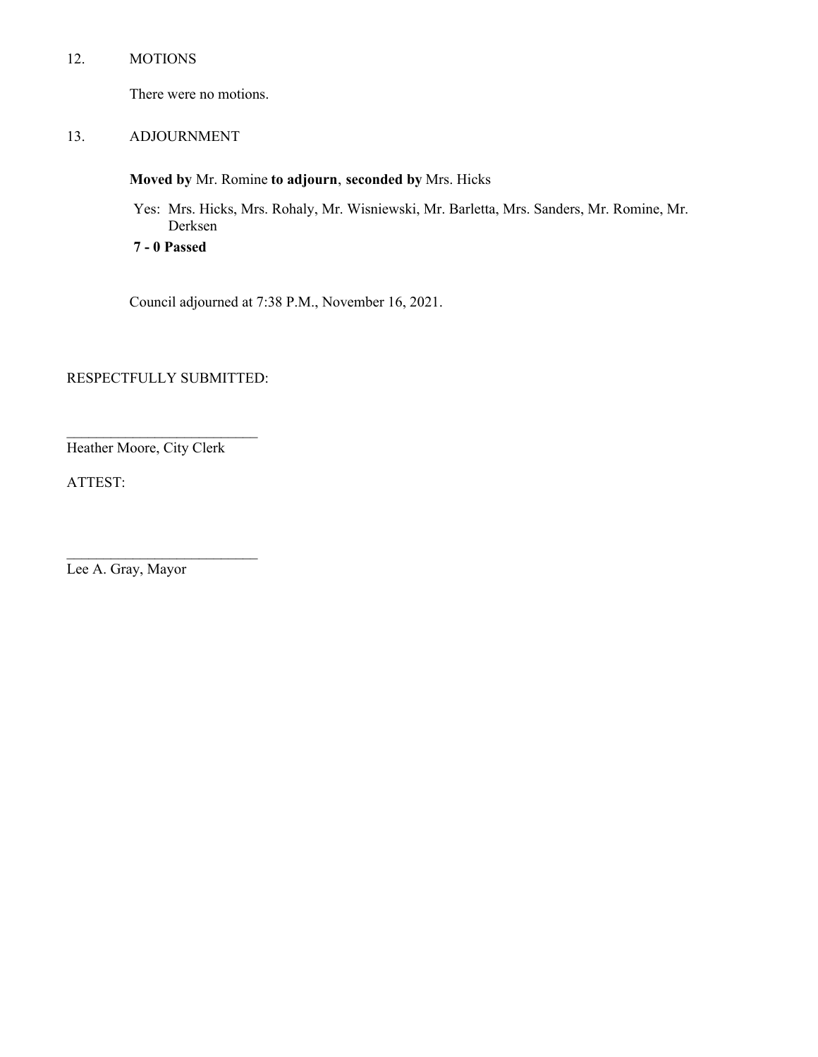12. MOTIONS

There were no motions.

13. ADJOURNMENT

**Moved by** Mr. Romine **to adjourn**, **seconded by** Mrs. Hicks

Yes: Mrs. Hicks, Mrs. Rohaly, Mr. Wisniewski, Mr. Barletta, Mrs. Sanders, Mr. Romine, Mr. Derksen

**7 - 0 Passed**

Council adjourned at 7:38 P.M., November 16, 2021.

RESPECTFULLY SUBMITTED:

\_\_\_\_\_\_\_\_\_\_\_\_\_\_\_\_\_\_\_\_\_\_\_\_\_\_

Heather Moore, City Clerk

ATTEST:

\_\_\_\_\_\_\_\_\_\_\_\_\_\_\_\_\_\_\_\_\_\_\_\_\_\_

Lee A. Gray, Mayor